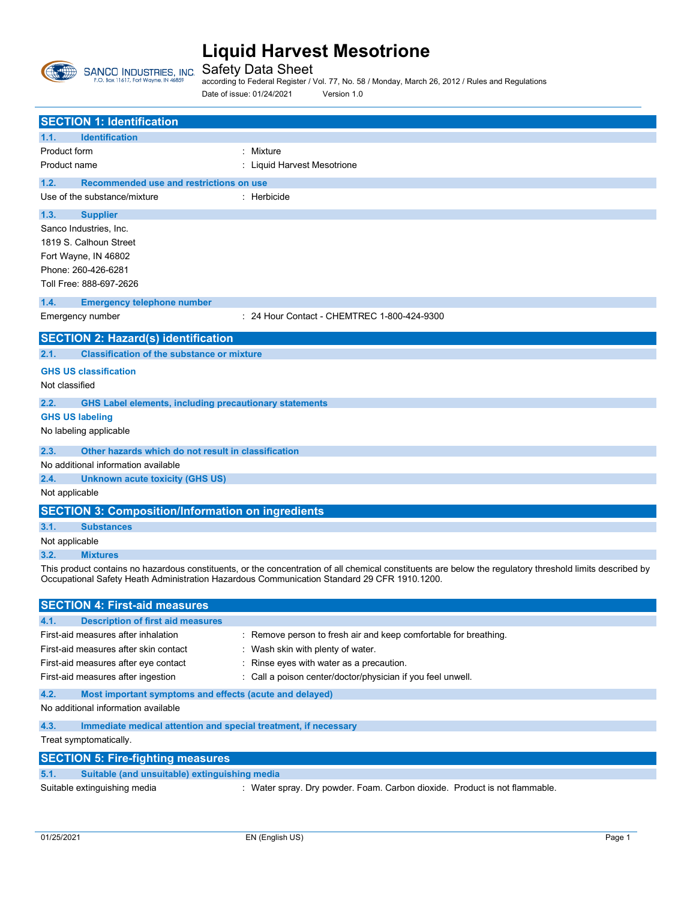# Liquid Harvest Mesotrione

Safety Data Sheet

according to Federal Register / Vol. 77, No. 58 / Monday, March 26, 2012 / Rules and Regulations

Date of issue: 01/24/2021 Version 1.0

## SECTION 1: Identification

### 1.1. Identification

Product form : Mixture

Product name : Liquid Harvest Mesotrione

### 1.2. Recommended use and restrictions on use

Use of the substance/mixture : Herbicide

### 1.3. Supplier

Sanco Industries, Inc.
1819 S. Calhoun Street
Fort Wayne, IN 46802
Phone: 260-426-6281
Toll Free: 888-697-2626

### 1.4. Emergency telephone number

Emergency number : 24 Hour Contact - CHEMTREC 1-800-424-9300

## SECTION 2: Hazard(s) identification

### 2.1. Classification of the substance or mixture

**GHS US classification**

Not classified

### 2.2. GHS Label elements, including precautionary statements

**GHS US labeling**

No labeling applicable

### 2.3. Other hazards which do not result in classification

No additional information available

### 2.4. Unknown acute toxicity (GHS US)

Not applicable

## SECTION 3: Composition/Information on ingredients

### 3.1. Substances

Not applicable

### 3.2. Mixtures

This product contains no hazardous constituents, or the concentration of all chemical constituents are below the regulatory threshold limits described by Occupational Safety Heath Administration Hazardous Communication Standard 29 CFR 1910.1200.

## SECTION 4: First-aid measures

### 4.1. Description of first aid measures

First-aid measures after inhalation : Remove person to fresh air and keep comfortable for breathing.

First-aid measures after skin contact : Wash skin with plenty of water.

First-aid measures after eye contact : Rinse eyes with water as a precaution.

First-aid measures after ingestion : Call a poison center/doctor/physician if you feel unwell.

### 4.2. Most important symptoms and effects (acute and delayed)

No additional information available

### 4.3. Immediate medical attention and special treatment, if necessary

Treat symptomatically.

## SECTION 5: Fire-fighting measures

### 5.1. Suitable (and unsuitable) extinguishing media

Suitable extinguishing media : Water spray. Dry powder. Foam. Carbon dioxide. Product is not flammable.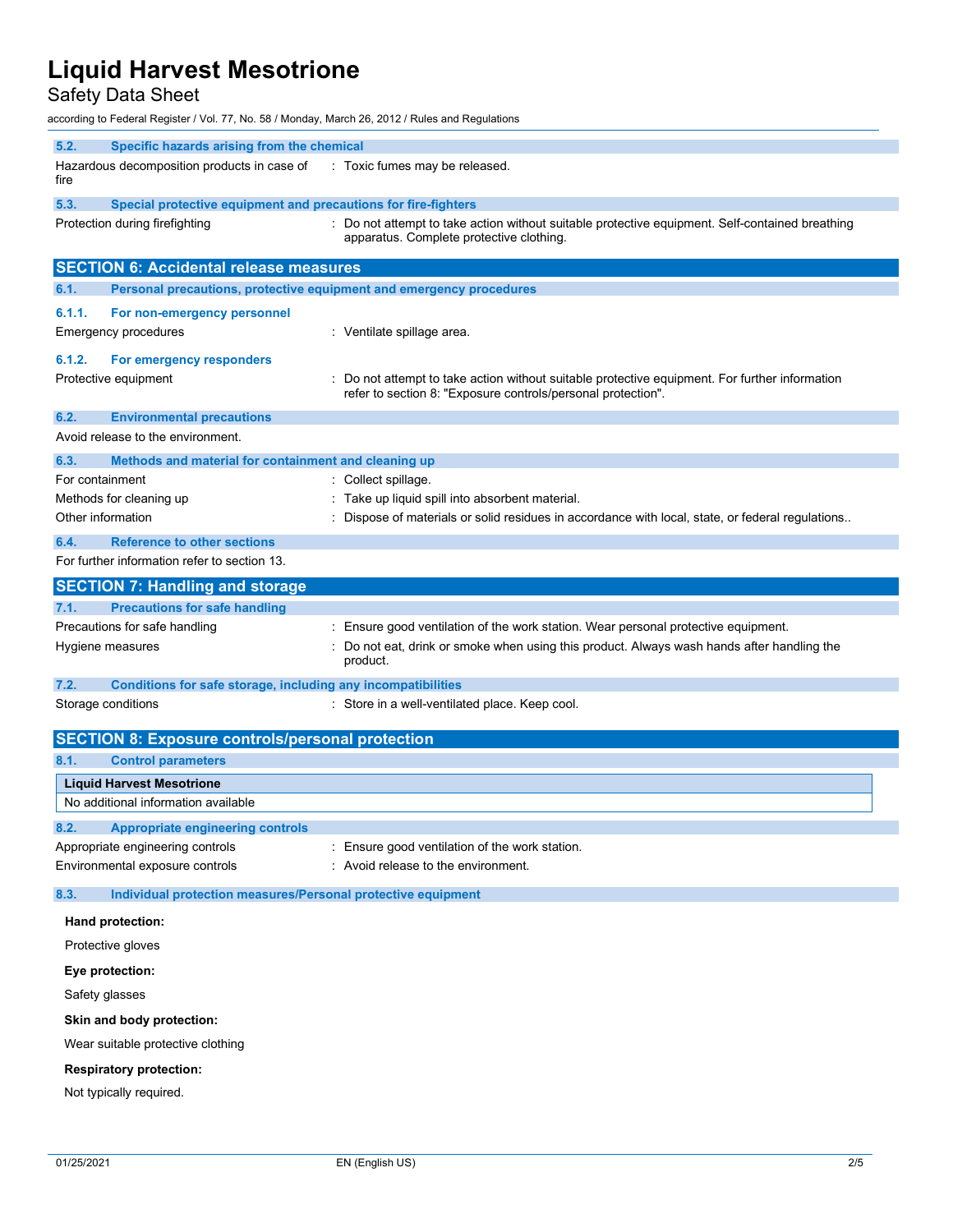### 5.2. Specific hazards arising from the chemical

Hazardous decomposition products in case of fire : Toxic fumes may be released.

### 5.3. Special protective equipment and precautions for fire-fighters

Protection during firefighting : Do not attempt to take action without suitable protective equipment. Self-contained breathing apparatus. Complete protective clothing.

## SECTION 6: Accidental release measures

### 6.1. Personal precautions, protective equipment and emergency procedures

#### 6.1.1. For non-emergency personnel

Emergency procedures : Ventilate spillage area.

#### 6.1.2. For emergency responders

Protective equipment : Do not attempt to take action without suitable protective equipment. For further information refer to section 8: "Exposure controls/personal protection".

### 6.2. Environmental precautions

Avoid release to the environment.

### 6.3. Methods and material for containment and cleaning up

For containment : Collect spillage.

Methods for cleaning up : Take up liquid spill into absorbent material.

Other information : Dispose of materials or solid residues in accordance with local, state, or federal regulations..

### 6.4. Reference to other sections

For further information refer to section 13.

## SECTION 7: Handling and storage

### 7.1. Precautions for safe handling

Precautions for safe handling : Ensure good ventilation of the work station. Wear personal protective equipment.

Hygiene measures : Do not eat, drink or smoke when using this product. Always wash hands after handling the product.

### 7.2. Conditions for safe storage, including any incompatibilities

Storage conditions : Store in a well-ventilated place. Keep cool.

## SECTION 8: Exposure controls/personal protection

### 8.1. Control parameters

| Liquid Harvest Mesotrione |
|---|
| No additional information available |

### 8.2. Appropriate engineering controls

Appropriate engineering controls : Ensure good ventilation of the work station.

Environmental exposure controls : Avoid release to the environment.

### 8.3. Individual protection measures/Personal protective equipment

**Hand protection:**

Protective gloves

**Eye protection:**

Safety glasses

**Skin and body protection:**

Wear suitable protective clothing

**Respiratory protection:**

Not typically required.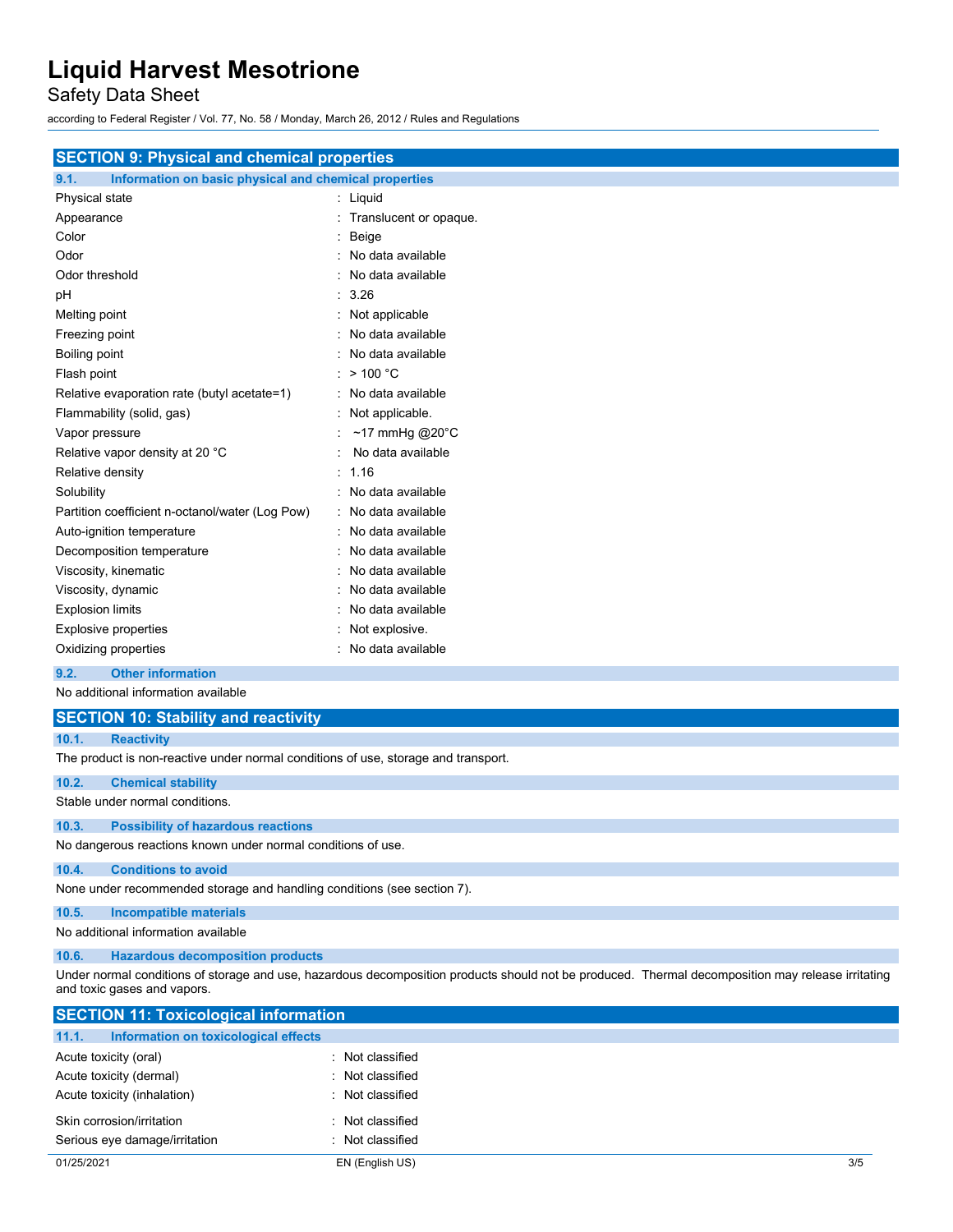## SECTION 9: Physical and chemical properties

### 9.1. Information on basic physical and chemical properties

| Property | Value |
|---|---|
| Physical state | : Liquid |
| Appearance | : Translucent or opaque. |
| Color | : Beige |
| Odor | : No data available |
| Odor threshold | : No data available |
| pH | : 3.26 |
| Melting point | : Not applicable |
| Freezing point | : No data available |
| Boiling point | : No data available |
| Flash point | : > 100 °C |
| Relative evaporation rate (butyl acetate=1) | : No data available |
| Flammability (solid, gas) | : Not applicable. |
| Vapor pressure | : ~17 mmHg @20°C |
| Relative vapor density at 20 °C | : No data available |
| Relative density | : 1.16 |
| Solubility | : No data available |
| Partition coefficient n-octanol/water (Log Pow) | : No data available |
| Auto-ignition temperature | : No data available |
| Decomposition temperature | : No data available |
| Viscosity, kinematic | : No data available |
| Viscosity, dynamic | : No data available |
| Explosion limits | : No data available |
| Explosive properties | : Not explosive. |
| Oxidizing properties | : No data available |

### 9.2. Other information

No additional information available

## SECTION 10: Stability and reactivity

### 10.1. Reactivity

The product is non-reactive under normal conditions of use, storage and transport.

### 10.2. Chemical stability

Stable under normal conditions.

### 10.3. Possibility of hazardous reactions

No dangerous reactions known under normal conditions of use.

### 10.4. Conditions to avoid

None under recommended storage and handling conditions (see section 7).

### 10.5. Incompatible materials

No additional information available

### 10.6. Hazardous decomposition products

Under normal conditions of storage and use, hazardous decomposition products should not be produced. Thermal decomposition may release irritating and toxic gases and vapors.

## SECTION 11: Toxicological information

### 11.1. Information on toxicological effects

| Effect | Classification |
|---|---|
| Acute toxicity (oral) | : Not classified |
| Acute toxicity (dermal) | : Not classified |
| Acute toxicity (inhalation) | : Not classified |
| Skin corrosion/irritation | : Not classified |
| Serious eye damage/irritation | : Not classified |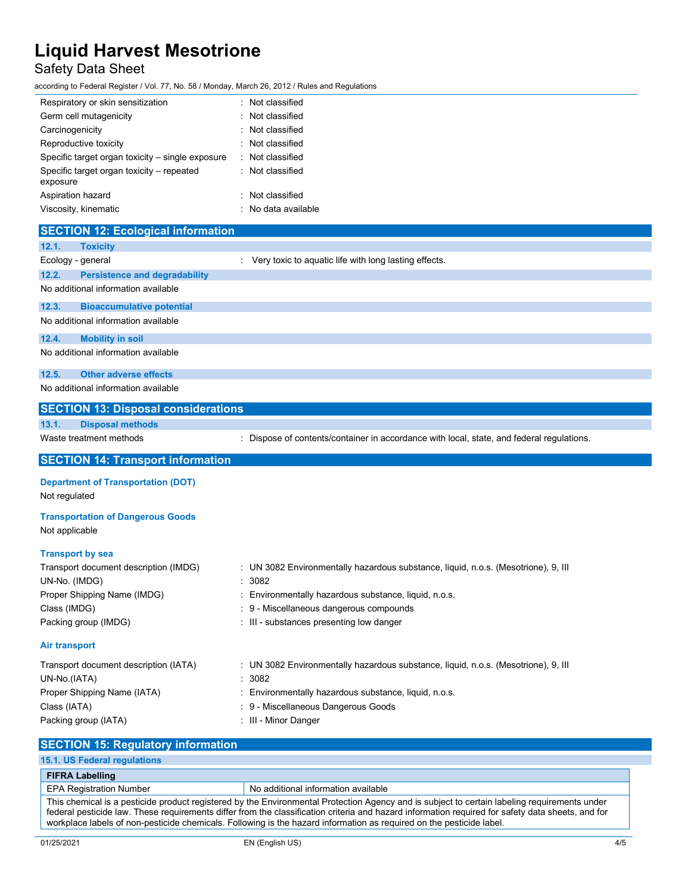| | |
|---|---|
| Respiratory or skin sensitization | : Not classified |
| Germ cell mutagenicity | : Not classified |
| Carcinogenicity | : Not classified |
| Reproductive toxicity | : Not classified |
| Specific target organ toxicity – single exposure | : Not classified |
| Specific target organ toxicity – repeated exposure | : Not classified |
| Aspiration hazard | : Not classified |
| Viscosity, kinematic | : No data available |

## SECTION 12: Ecological information

### 12.1. Toxicity

| | |
|---|---|
| Ecology - general | : Very toxic to aquatic life with long lasting effects. |

### 12.2. Persistence and degradability

No additional information available

### 12.3. Bioaccumulative potential

No additional information available

### 12.4. Mobility in soil

No additional information available

### 12.5. Other adverse effects

No additional information available

## SECTION 13: Disposal considerations

### 13.1. Disposal methods

| | |
|---|---|
| Waste treatment methods | : Dispose of contents/container in accordance with local, state, and federal regulations. |

## SECTION 14: Transport information

### Department of Transportation (DOT)

Not regulated

### Transportation of Dangerous Goods

Not applicable

### Transport by sea

| | |
|---|---|
| Transport document description (IMDG) | : UN 3082 Environmentally hazardous substance, liquid, n.o.s. (Mesotrione), 9, III |
| UN-No. (IMDG) | : 3082 |
| Proper Shipping Name (IMDG) | : Environmentally hazardous substance, liquid, n.o.s. |
| Class (IMDG) | : 9 - Miscellaneous dangerous compounds |
| Packing group (IMDG) | : III - substances presenting low danger |

### Air transport

| | |
|---|---|
| Transport document description (IATA) | : UN 3082 Environmentally hazardous substance, liquid, n.o.s. (Mesotrione), 9, III |
| UN-No.(IATA) | : 3082 |
| Proper Shipping Name (IATA) | : Environmentally hazardous substance, liquid, n.o.s. |
| Class (IATA) | : 9 - Miscellaneous Dangerous Goods |
| Packing group (IATA) | : III - Minor Danger |

## SECTION 15: Regulatory information

### 15.1. US Federal regulations

| FIFRA Labelling | |
|---|---|
| EPA Registration Number | No additional information available |
| This chemical is a pesticide product registered by the Environmental Protection Agency and is subject to certain labeling requirements under federal pesticide law. These requirements differ from the classification criteria and hazard information required for safety data sheets, and for workplace labels of non-pesticide chemicals. Following is the hazard information as required on the pesticide label. | |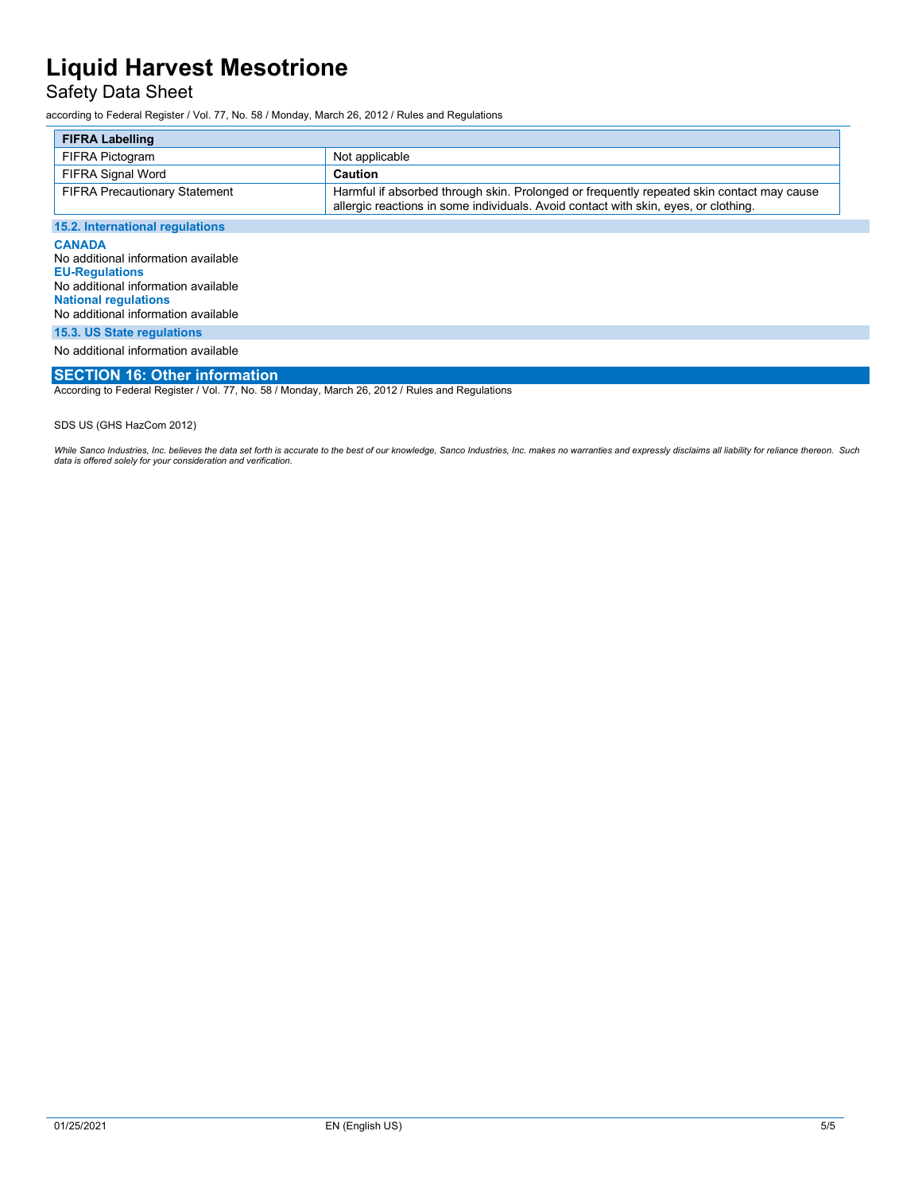| FIFRA Labelling | |
| --- | --- |
| FIFRA Pictogram | Not applicable |
| FIFRA Signal Word | **Caution** |
| FIFRA Precautionary Statement | Harmful if absorbed through skin. Prolonged or frequently repeated skin contact may cause allergic reactions in some individuals. Avoid contact with skin, eyes, or clothing. |

### 15.2. International regulations

**CANADA**

No additional information available

**EU-Regulations**

No additional information available

**National regulations**

No additional information available

### 15.3. US State regulations

No additional information available

## SECTION 16: Other information

According to Federal Register / Vol. 77, No. 58 / Monday, March 26, 2012 / Rules and Regulations

SDS US (GHS HazCom 2012)

*While Sanco Industries, Inc. believes the data set forth is accurate to the best of our knowledge, Sanco Industries, Inc. makes no warranties and expressly disclaims all liability for reliance thereon. Such data is offered solely for your consideration and verification.*